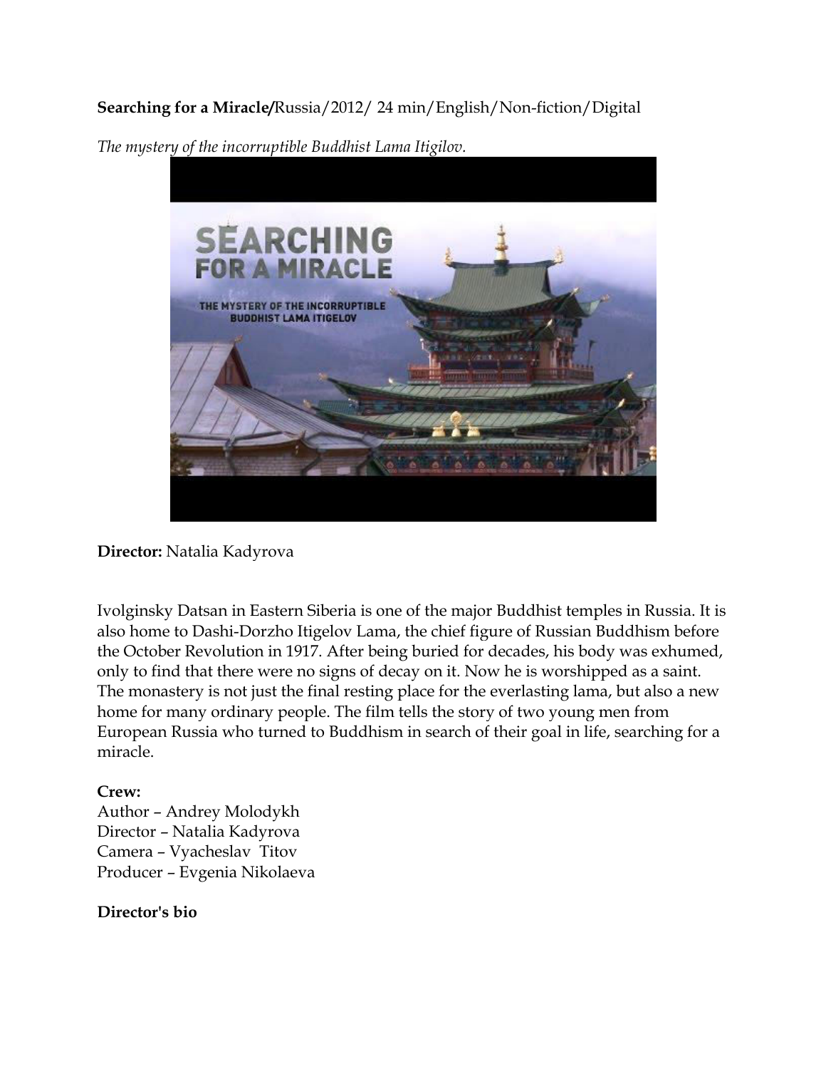**Searching for a Miracle/**Russia/2012/ 24 min/English/Non-fiction/Digital

*The mystery of the incorruptible Buddhist Lama Itigilov.*

**Director:** Natalia Kadyrova

Ivolginsky Datsan in Eastern Siberia is one of the major Buddhist temples in Russia. It is also home to Dashi-Dorzho Itigelov Lama, the chief figure of Russian Buddhism before the October Revolution in 1917. After being buried for decades, his body was exhumed, only to find that there were no signs of decay on it. Now he is worshipped as a saint. The monastery is not just the final resting place for the everlasting lama, but also a new home for many ordinary people. The film tells the story of two young men from European Russia who turned to Buddhism in search of their goal in life, searching for a miracle.

**Crew:**
Author – Andrey Molodykh
Director – Natalia Kadyrova
Camera – Vyacheslav Titov
Producer – Evgenia Nikolaeva

**Director's bio**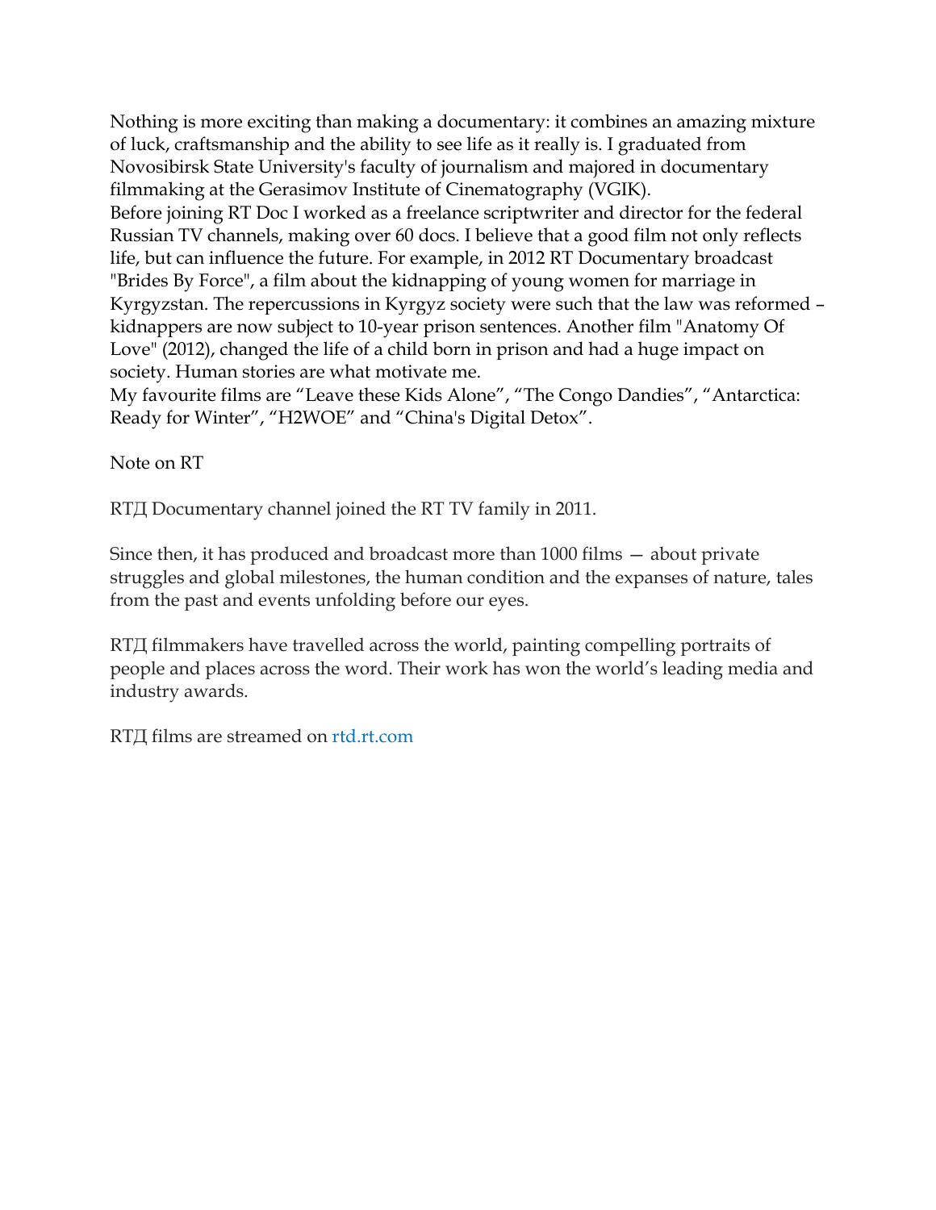Nothing is more exciting than making a documentary: it combines an amazing mixture of luck, craftsmanship and the ability to see life as it really is. I graduated from Novosibirsk State University's faculty of journalism and majored in documentary filmmaking at the Gerasimov Institute of Cinematography (VGIK).
Before joining RT Doc I worked as a freelance scriptwriter and director for the federal Russian TV channels, making over 60 docs. I believe that a good film not only reflects life, but can influence the future. For example, in 2012 RT Documentary broadcast "Brides By Force", a film about the kidnapping of young women for marriage in Kyrgyzstan. The repercussions in Kyrgyz society were such that the law was reformed – kidnappers are now subject to 10-year prison sentences. Another film "Anatomy Of Love" (2012), changed the life of a child born in prison and had a huge impact on society. Human stories are what motivate me.
My favourite films are “Leave these Kids Alone”, “The Congo Dandies”, “Antarctica: Ready for Winter”, “H2WOE” and “China's Digital Detox”.

Note on RT

RTД Documentary channel joined the RT TV family in 2011.

Since then, it has produced and broadcast more than 1000 films — about private struggles and global milestones, the human condition and the expanses of nature, tales from the past and events unfolding before our eyes.

RTД filmmakers have travelled across the world, painting compelling portraits of people and places across the word. Their work has won the world’s leading media and industry awards.

RTД films are streamed on rtd.rt.com